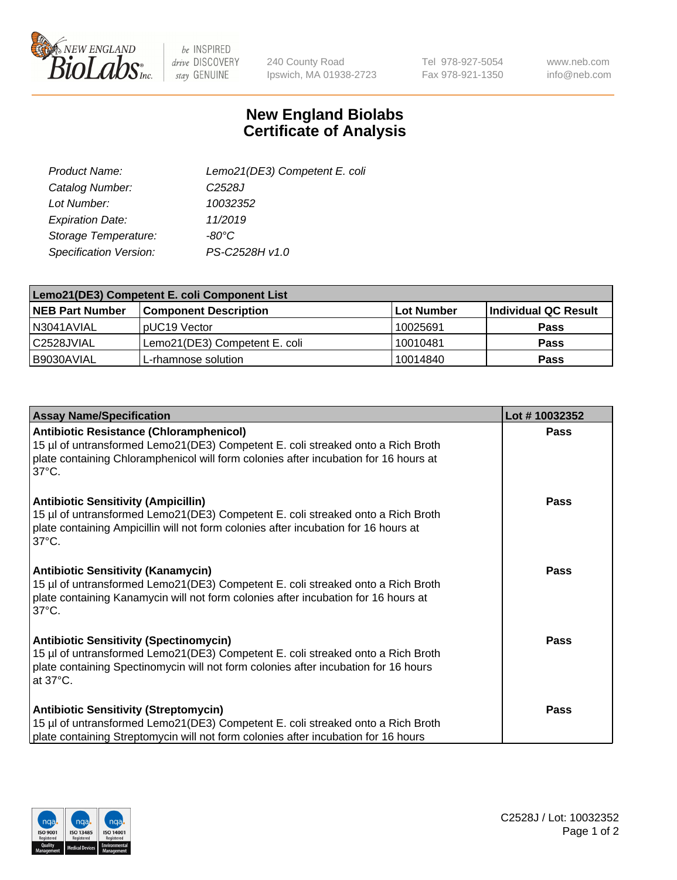# New England Biolabs
# Certificate of Analysis

| | |
|---|---|
| *Product Name:* | *Lemo21(DE3) Competent E. coli* |
| *Catalog Number:* | *C2528J* |
| *Lot Number:* | *10032352* |
| *Expiration Date:* | *11/2019* |
| *Storage Temperature:* | *-80°C* |
| *Specification Version:* | *PS-C2528H v1.0* |

| Lemo21(DE3) Competent E. coli Component List | | | |
|---|---|---|---|
| **NEB Part Number** | **Component Description** | **Lot Number** | **Individual QC Result** |
| N3041AVIAL | pUC19 Vector | 10025691 | **Pass** |
| C2528JVIAL | Lemo21(DE3) Competent E. coli | 10010481 | **Pass** |
| B9030AVIAL | L-rhamnose solution | 10014840 | **Pass** |

| Assay Name/Specification | Lot # 10032352 |
|---|---|
| **Antibiotic Resistance (Chloramphenicol)**<br>15 µl of untransformed Lemo21(DE3) Competent E. coli streaked onto a Rich Broth plate containing Chloramphenicol will form colonies after incubation for 16 hours at 37°C. | **Pass** |
| **Antibiotic Sensitivity (Ampicillin)**<br>15 µl of untransformed Lemo21(DE3) Competent E. coli streaked onto a Rich Broth plate containing Ampicillin will not form colonies after incubation for 16 hours at 37°C. | **Pass** |
| **Antibiotic Sensitivity (Kanamycin)**<br>15 µl of untransformed Lemo21(DE3) Competent E. coli streaked onto a Rich Broth plate containing Kanamycin will not form colonies after incubation for 16 hours at 37°C. | **Pass** |
| **Antibiotic Sensitivity (Spectinomycin)**<br>15 µl of untransformed Lemo21(DE3) Competent E. coli streaked onto a Rich Broth plate containing Spectinomycin will not form colonies after incubation for 16 hours at 37°C. | **Pass** |
| **Antibiotic Sensitivity (Streptomycin)**<br>15 µl of untransformed Lemo21(DE3) Competent E. coli streaked onto a Rich Broth plate containing Streptomycin will not form colonies after incubation for 16 hours | **Pass** |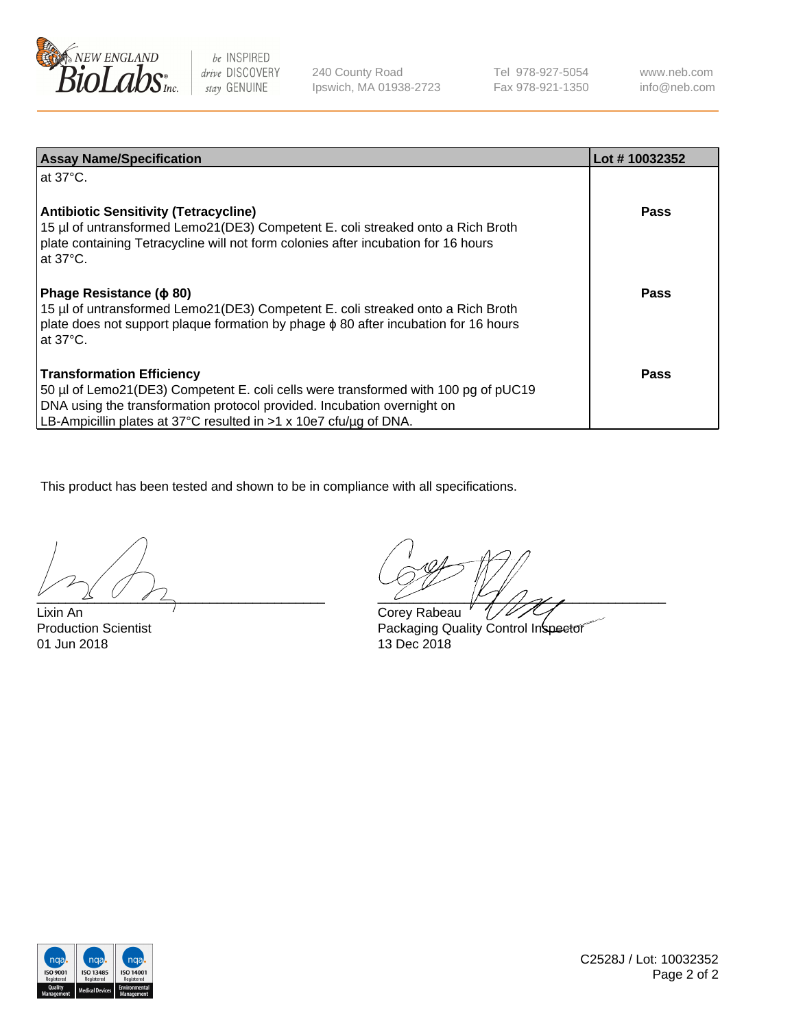| Assay Name/Specification | Lot # 10032352 |
|---|---|
| at 37°C. | |
| **Antibiotic Sensitivity (Tetracycline)**<br>15 µl of untransformed Lemo21(DE3) Competent E. coli streaked onto a Rich Broth plate containing Tetracycline will not form colonies after incubation for 16 hours at 37°C. | **Pass** |
| **Phage Resistance (ϕ 80)**<br>15 µl of untransformed Lemo21(DE3) Competent E. coli streaked onto a Rich Broth plate does not support plaque formation by phage ϕ 80 after incubation for 16 hours at 37°C. | **Pass** |
| **Transformation Efficiency**<br>50 µl of Lemo21(DE3) Competent E. coli cells were transformed with 100 pg of pUC19 DNA using the transformation protocol provided. Incubation overnight on LB-Ampicillin plates at 37°C resulted in >1 x 10e7 cfu/µg of DNA. | **Pass** |

This product has been tested and shown to be in compliance with all specifications.

Lixin An
Production Scientist
01 Jun 2018

Corey Rabeau
Packaging Quality Control Inspector
13 Dec 2018

C2528J / Lot: 10032352